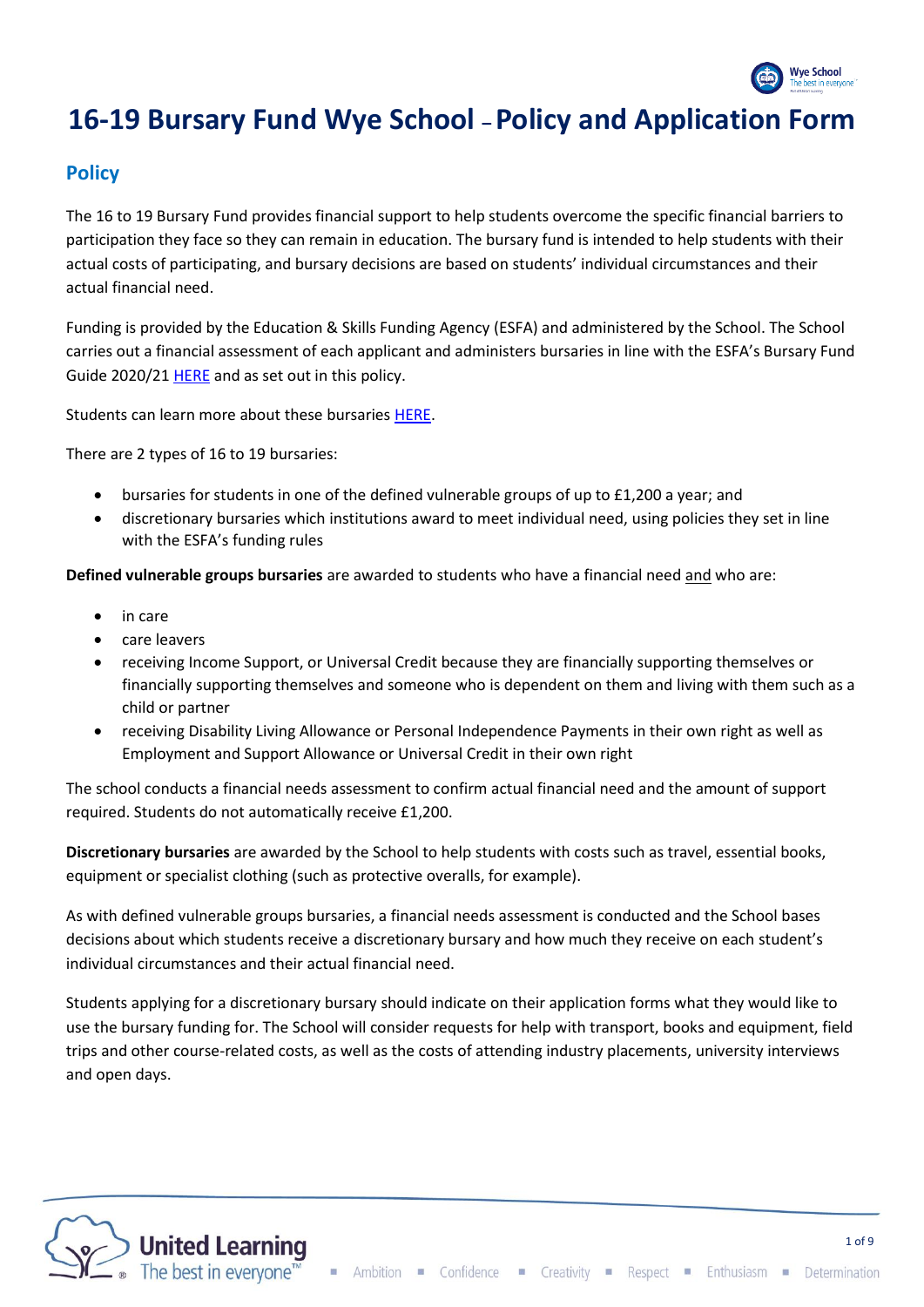# 16-19 Bursary Fund Wye School – Policy and Application Form

## Policy

The 16 to 19 Bursary Fund provides financial support to help students overcome the specific financial barriers to participation they face so they can remain in education. The bursary fund is intended to help students with their actual costs of participating, and bursary decisions are based on students' individual circumstances and their actual financial need.

Funding is provided by the Education & Skills Funding Agency (ESFA) and administered by the School. The School carries out a financial assessment of each applicant and administers bursaries in line with the ESFA's Bursary Fund Guide 2020/21 HERE and as set out in this policy.

Students can learn more about these bursaries HERE.

There are 2 types of 16 to 19 bursaries:

- bursaries for students in one of the defined vulnerable groups of up to £1,200 a year; and
- discretionary bursaries which institutions award to meet individual need, using policies they set in line with the ESFA's funding rules

**Defined vulnerable groups bursaries** are awarded to students who have a financial need and who are:

- in care
- care leavers
- receiving Income Support, or Universal Credit because they are financially supporting themselves or financially supporting themselves and someone who is dependent on them and living with them such as a child or partner
- receiving Disability Living Allowance or Personal Independence Payments in their own right as well as Employment and Support Allowance or Universal Credit in their own right

The school conducts a financial needs assessment to confirm actual financial need and the amount of support required. Students do not automatically receive £1,200.

**Discretionary bursaries** are awarded by the School to help students with costs such as travel, essential books, equipment or specialist clothing (such as protective overalls, for example).

As with defined vulnerable groups bursaries, a financial needs assessment is conducted and the School bases decisions about which students receive a discretionary bursary and how much they receive on each student's individual circumstances and their actual financial need.

Students applying for a discretionary bursary should indicate on their application forms what they would like to use the bursary funding for. The School will consider requests for help with transport, books and equipment, field trips and other course-related costs, as well as the costs of attending industry placements, university interviews and open days.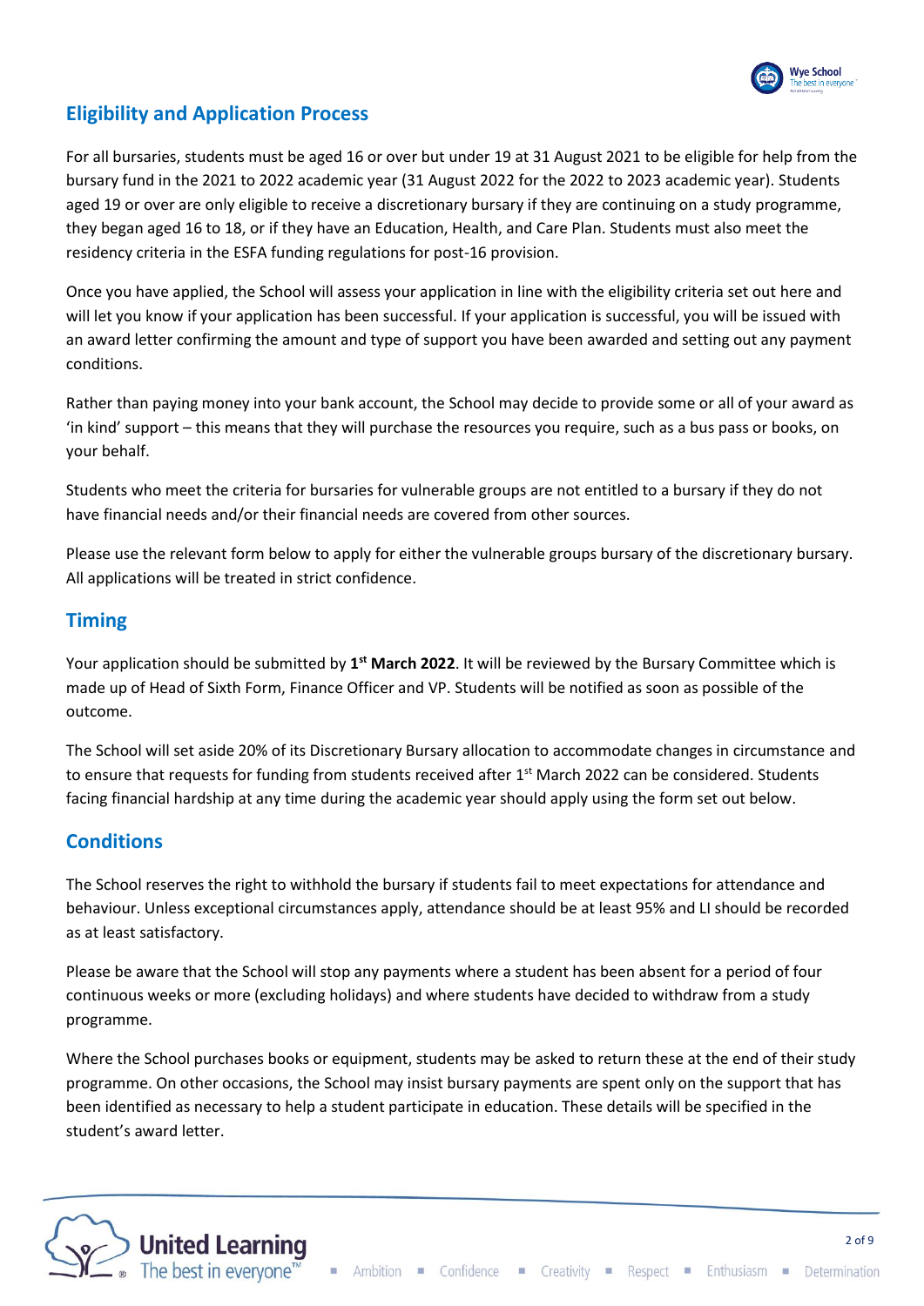## Eligibility and Application Process

For all bursaries, students must be aged 16 or over but under 19 at 31 August 2021 to be eligible for help from the bursary fund in the 2021 to 2022 academic year (31 August 2022 for the 2022 to 2023 academic year). Students aged 19 or over are only eligible to receive a discretionary bursary if they are continuing on a study programme, they began aged 16 to 18, or if they have an Education, Health, and Care Plan. Students must also meet the residency criteria in the ESFA funding regulations for post-16 provision.

Once you have applied, the School will assess your application in line with the eligibility criteria set out here and will let you know if your application has been successful. If your application is successful, you will be issued with an award letter confirming the amount and type of support you have been awarded and setting out any payment conditions.

Rather than paying money into your bank account, the School may decide to provide some or all of your award as 'in kind' support – this means that they will purchase the resources you require, such as a bus pass or books, on your behalf.

Students who meet the criteria for bursaries for vulnerable groups are not entitled to a bursary if they do not have financial needs and/or their financial needs are covered from other sources.

Please use the relevant form below to apply for either the vulnerable groups bursary of the discretionary bursary. All applications will be treated in strict confidence.

## Timing

Your application should be submitted by **1st March 2022**. It will be reviewed by the Bursary Committee which is made up of Head of Sixth Form, Finance Officer and VP. Students will be notified as soon as possible of the outcome.

The School will set aside 20% of its Discretionary Bursary allocation to accommodate changes in circumstance and to ensure that requests for funding from students received after 1st March 2022 can be considered. Students facing financial hardship at any time during the academic year should apply using the form set out below.

## Conditions

The School reserves the right to withhold the bursary if students fail to meet expectations for attendance and behaviour. Unless exceptional circumstances apply, attendance should be at least 95% and LI should be recorded as at least satisfactory.

Please be aware that the School will stop any payments where a student has been absent for a period of four continuous weeks or more (excluding holidays) and where students have decided to withdraw from a study programme.

Where the School purchases books or equipment, students may be asked to return these at the end of their study programme. On other occasions, the School may insist bursary payments are spent only on the support that has been identified as necessary to help a student participate in education. These details will be specified in the student's award letter.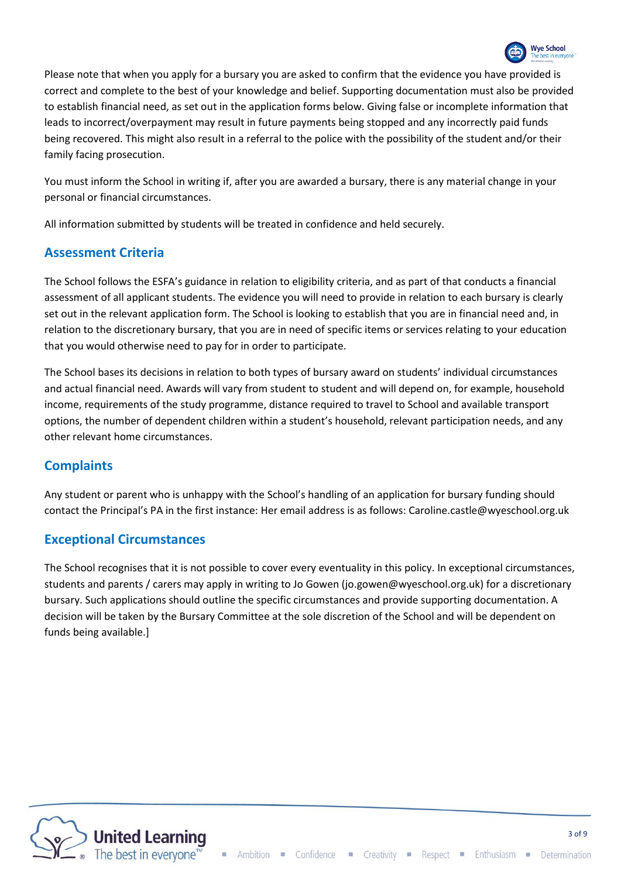Please note that when you apply for a bursary you are asked to confirm that the evidence you have provided is correct and complete to the best of your knowledge and belief. Supporting documentation must also be provided to establish financial need, as set out in the application forms below. Giving false or incomplete information that leads to incorrect/overpayment may result in future payments being stopped and any incorrectly paid funds being recovered. This might also result in a referral to the police with the possibility of the student and/or their family facing prosecution.

You must inform the School in writing if, after you are awarded a bursary, there is any material change in your personal or financial circumstances.

All information submitted by students will be treated in confidence and held securely.

## Assessment Criteria

The School follows the ESFA's guidance in relation to eligibility criteria, and as part of that conducts a financial assessment of all applicant students. The evidence you will need to provide in relation to each bursary is clearly set out in the relevant application form. The School is looking to establish that you are in financial need and, in relation to the discretionary bursary, that you are in need of specific items or services relating to your education that you would otherwise need to pay for in order to participate.

The School bases its decisions in relation to both types of bursary award on students' individual circumstances and actual financial need. Awards will vary from student to student and will depend on, for example, household income, requirements of the study programme, distance required to travel to School and available transport options, the number of dependent children within a student's household, relevant participation needs, and any other relevant home circumstances.

## Complaints

Any student or parent who is unhappy with the School's handling of an application for bursary funding should contact the Principal's PA in the first instance: Her email address is as follows: Caroline.castle@wyeschool.org.uk

## Exceptional Circumstances

The School recognises that it is not possible to cover every eventuality in this policy. In exceptional circumstances, students and parents / carers may apply in writing to Jo Gowen (jo.gowen@wyeschool.org.uk) for a discretionary bursary. Such applications should outline the specific circumstances and provide supporting documentation. A decision will be taken by the Bursary Committee at the sole discretion of the School and will be dependent on funds being available.]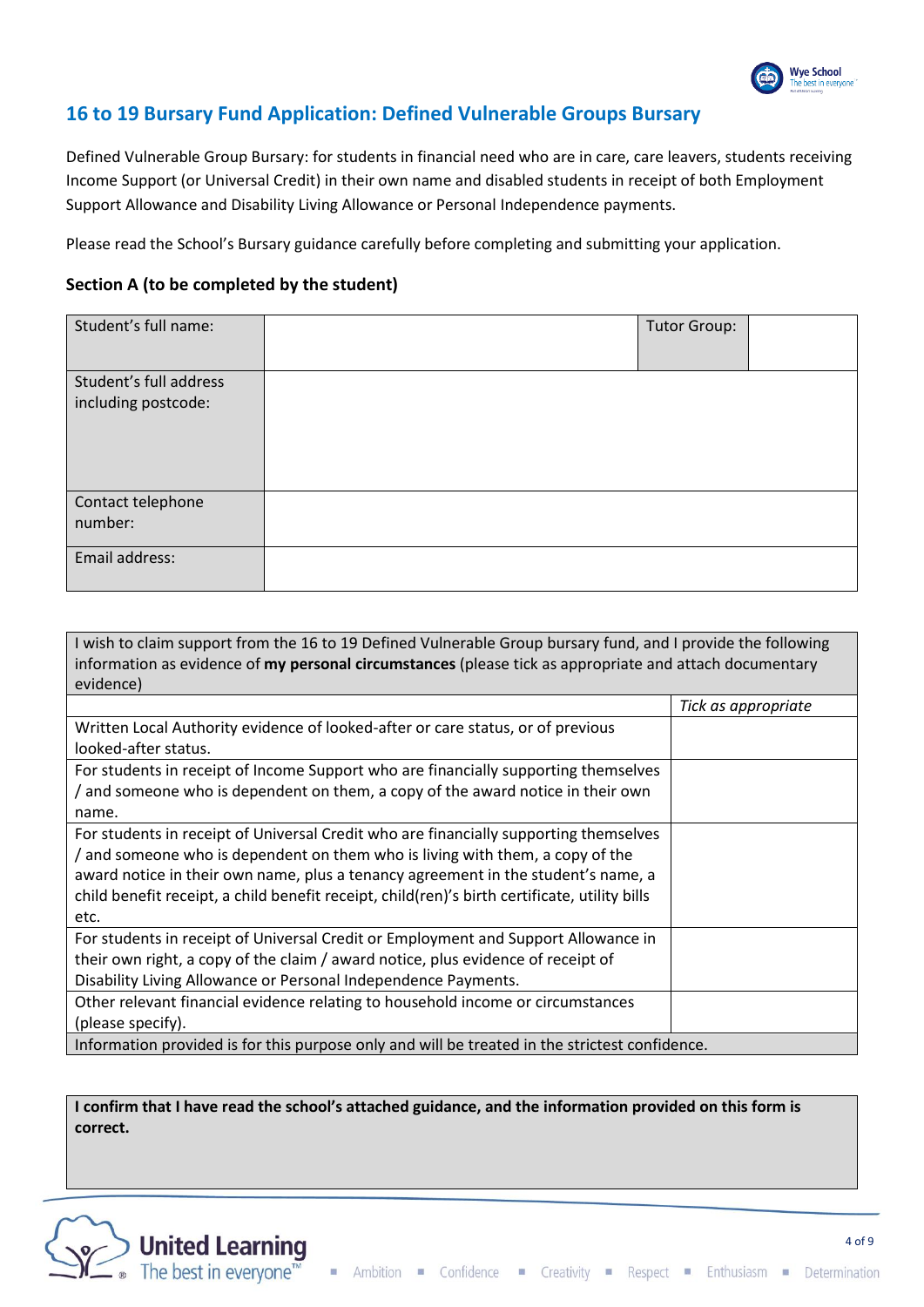## 16 to 19 Bursary Fund Application: Defined Vulnerable Groups Bursary

Defined Vulnerable Group Bursary: for students in financial need who are in care, care leavers, students receiving Income Support (or Universal Credit) in their own name and disabled students in receipt of both Employment Support Allowance and Disability Living Allowance or Personal Independence payments.

Please read the School's Bursary guidance carefully before completing and submitting your application.

### Section A (to be completed by the student)

| Student's full name: | | Tutor Group: | |
|---|---|---|---|
| Student's full address including postcode: | | | |
| Contact telephone number: | | | |
| Email address: | | | |

| I wish to claim support from the 16 to 19 Defined Vulnerable Group bursary fund, and I provide the following information as evidence of **my personal circumstances** (please tick as appropriate and attach documentary evidence) | |
|---|---|
| | *Tick as appropriate* |
| Written Local Authority evidence of looked-after or care status, or of previous looked-after status. | |
| For students in receipt of Income Support who are financially supporting themselves / and someone who is dependent on them, a copy of the award notice in their own name. | |
| For students in receipt of Universal Credit who are financially supporting themselves / and someone who is dependent on them who is living with them, a copy of the award notice in their own name, plus a tenancy agreement in the student's name, a child benefit receipt, a child benefit receipt, child(ren)'s birth certificate, utility bills etc. | |
| For students in receipt of Universal Credit or Employment and Support Allowance in their own right, a copy of the claim / award notice, plus evidence of receipt of Disability Living Allowance or Personal Independence Payments. | |
| Other relevant financial evidence relating to household income or circumstances (please specify). | |
| Information provided is for this purpose only and will be treated in the strictest confidence. | |

| **I confirm that I have read the school's attached guidance, and the information provided on this form is correct.** |
|---|
| |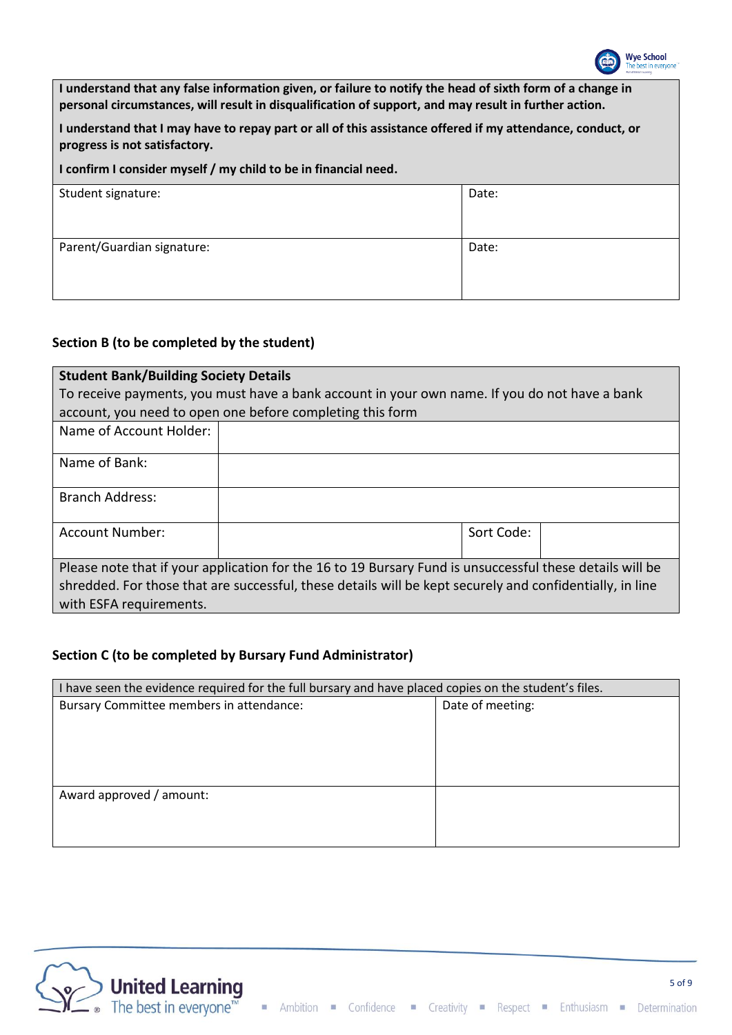| **I understand that any false information given, or failure to notify the head of sixth form of a change in personal circumstances, will result in disqualification of support, and may result in further action.**<br><br>**I understand that I may have to repay part or all of this assistance offered if my attendance, conduct, or progress is not satisfactory.**<br><br>**I confirm I consider myself / my child to be in financial need.** | |
|---|---|
| Student signature: | Date: |
| Parent/Guardian signature: | Date: |

### Section B (to be completed by the student)

| **Student Bank/Building Society Details**<br>To receive payments, you must have a bank account in your own name. If you do not have a bank account, you need to open one before completing this form | | | |
|---|---|---|---|
| Name of Account Holder: | | | |
| Name of Bank: | | | |
| Branch Address: | | | |
| Account Number: | | Sort Code: | |
| Please note that if your application for the 16 to 19 Bursary Fund is unsuccessful these details will be shredded. For those that are successful, these details will be kept securely and confidentially, in line with ESFA requirements. | | | |

### Section C (to be completed by Bursary Fund Administrator)

| I have seen the evidence required for the full bursary and have placed copies on the student's files. | |
|---|---|
| Bursary Committee members in attendance: | Date of meeting: |
| Award approved / amount: | |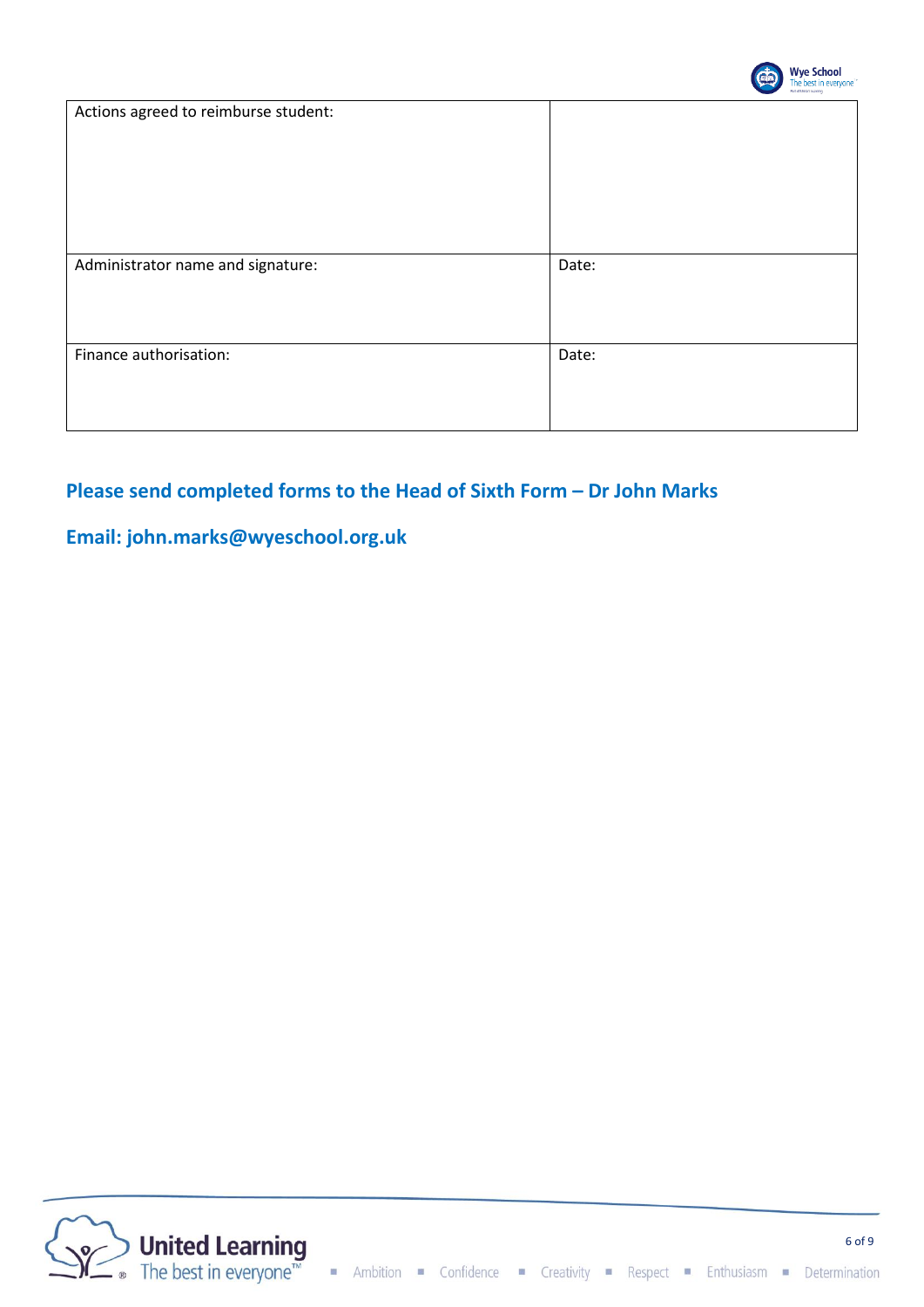| Actions agreed to reimburse student: | |
|---|---|
| Administrator name and signature: | Date: |
| Finance authorisation: | Date: |

**Please send completed forms to the Head of Sixth Form – Dr John Marks**

**Email: john.marks@wyeschool.org.uk**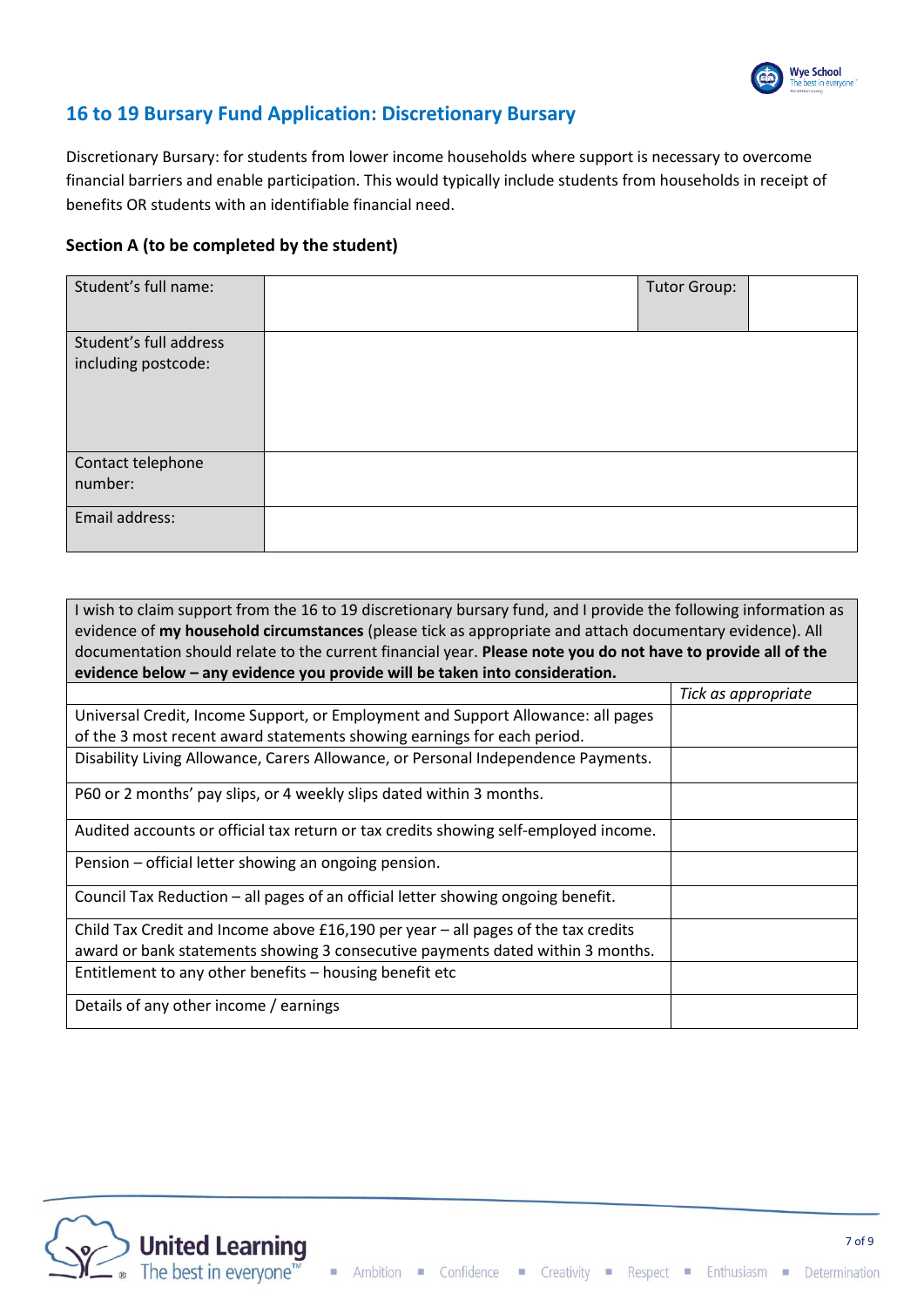## 16 to 19 Bursary Fund Application: Discretionary Bursary

Discretionary Bursary: for students from lower income households where support is necessary to overcome financial barriers and enable participation. This would typically include students from households in receipt of benefits OR students with an identifiable financial need.

### Section A (to be completed by the student)

| Student's full name: | | Tutor Group: | |
|---|---|---|---|
| Student's full address including postcode: | | | |
| Contact telephone number: | | | |
| Email address: | | | |

| I wish to claim support from the 16 to 19 discretionary bursary fund, and I provide the following information as evidence of **my household circumstances** (please tick as appropriate and attach documentary evidence). All documentation should relate to the current financial year. **Please note you do not have to provide all of the evidence below – any evidence you provide will be taken into consideration.** | |
|---|---|
| | *Tick as appropriate* |
| Universal Credit, Income Support, or Employment and Support Allowance: all pages of the 3 most recent award statements showing earnings for each period. | |
| Disability Living Allowance, Carers Allowance, or Personal Independence Payments. | |
| P60 or 2 months' pay slips, or 4 weekly slips dated within 3 months. | |
| Audited accounts or official tax return or tax credits showing self-employed income. | |
| Pension – official letter showing an ongoing pension. | |
| Council Tax Reduction – all pages of an official letter showing ongoing benefit. | |
| Child Tax Credit and Income above £16,190 per year – all pages of the tax credits award or bank statements showing 3 consecutive payments dated within 3 months. | |
| Entitlement to any other benefits – housing benefit etc | |
| Details of any other income / earnings | |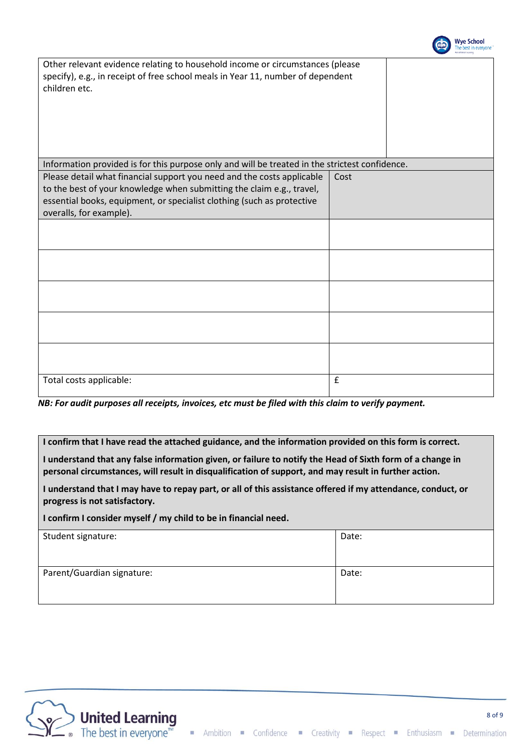| Other relevant evidence relating to household income or circumstances (please specify), e.g., in receipt of free school meals in Year 11, number of dependent children etc. | |
|---|---|

| Information provided is for this purpose only and will be treated in the strictest confidence. | |
|---|---|
| Please detail what financial support you need and the costs applicable to the best of your knowledge when submitting the claim e.g., travel, essential books, equipment, or specialist clothing (such as protective overalls, for example). | Cost |
| | |
| | |
| | |
| | |
| | |
| Total costs applicable: | £ |

***NB: For audit purposes all receipts, invoices, etc must be filed with this claim to verify payment.***

**I confirm that I have read the attached guidance, and the information provided on this form is correct.**

**I understand that any false information given, or failure to notify the Head of Sixth form of a change in personal circumstances, will result in disqualification of support, and may result in further action.**

**I understand that I may have to repay part, or all of this assistance offered if my attendance, conduct, or progress is not satisfactory.**

**I confirm I consider myself / my child to be in financial need.**

| Student signature: | Date: |
|---|---|
| Parent/Guardian signature: | Date: |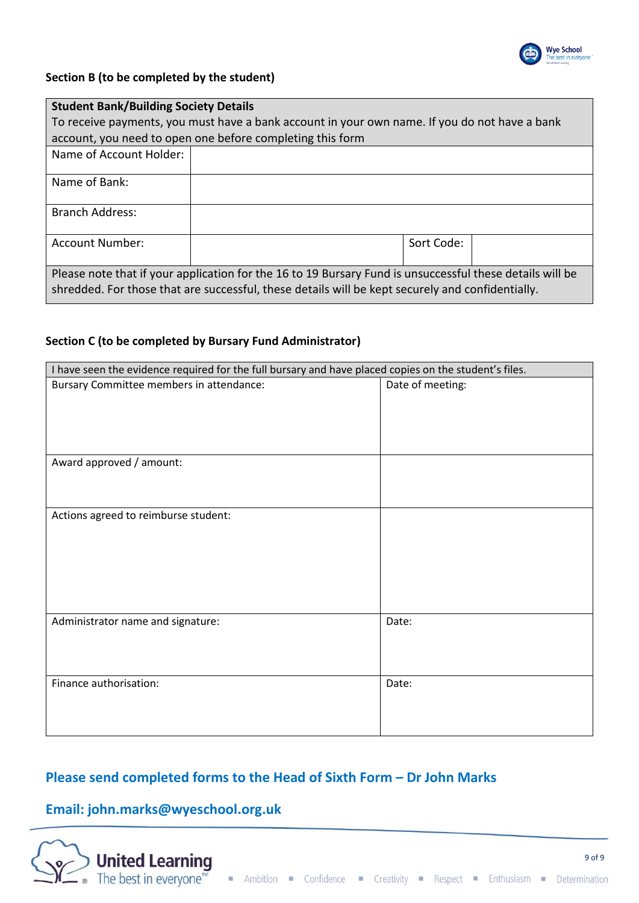**Section B (to be completed by the student)**

| **Student Bank/Building Society Details**<br>To receive payments, you must have a bank account in your own name. If you do not have a bank account, you need to open one before completing this form | | | |
|---|---|---|---|
| Name of Account Holder: | | | |
| Name of Bank: | | | |
| Branch Address: | | | |
| Account Number: | | Sort Code: | |
| Please note that if your application for the 16 to 19 Bursary Fund is unsuccessful these details will be shredded. For those that are successful, these details will be kept securely and confidentially. | | | |

**Section C (to be completed by Bursary Fund Administrator)**

| I have seen the evidence required for the full bursary and have placed copies on the student's files. | |
|---|---|
| Bursary Committee members in attendance: | Date of meeting: |
| Award approved / amount: | |
| Actions agreed to reimburse student: | |
| Administrator name and signature: | Date: |
| Finance authorisation: | Date: |

**Please send completed forms to the Head of Sixth Form – Dr John Marks**

**Email: john.marks@wyeschool.org.uk**